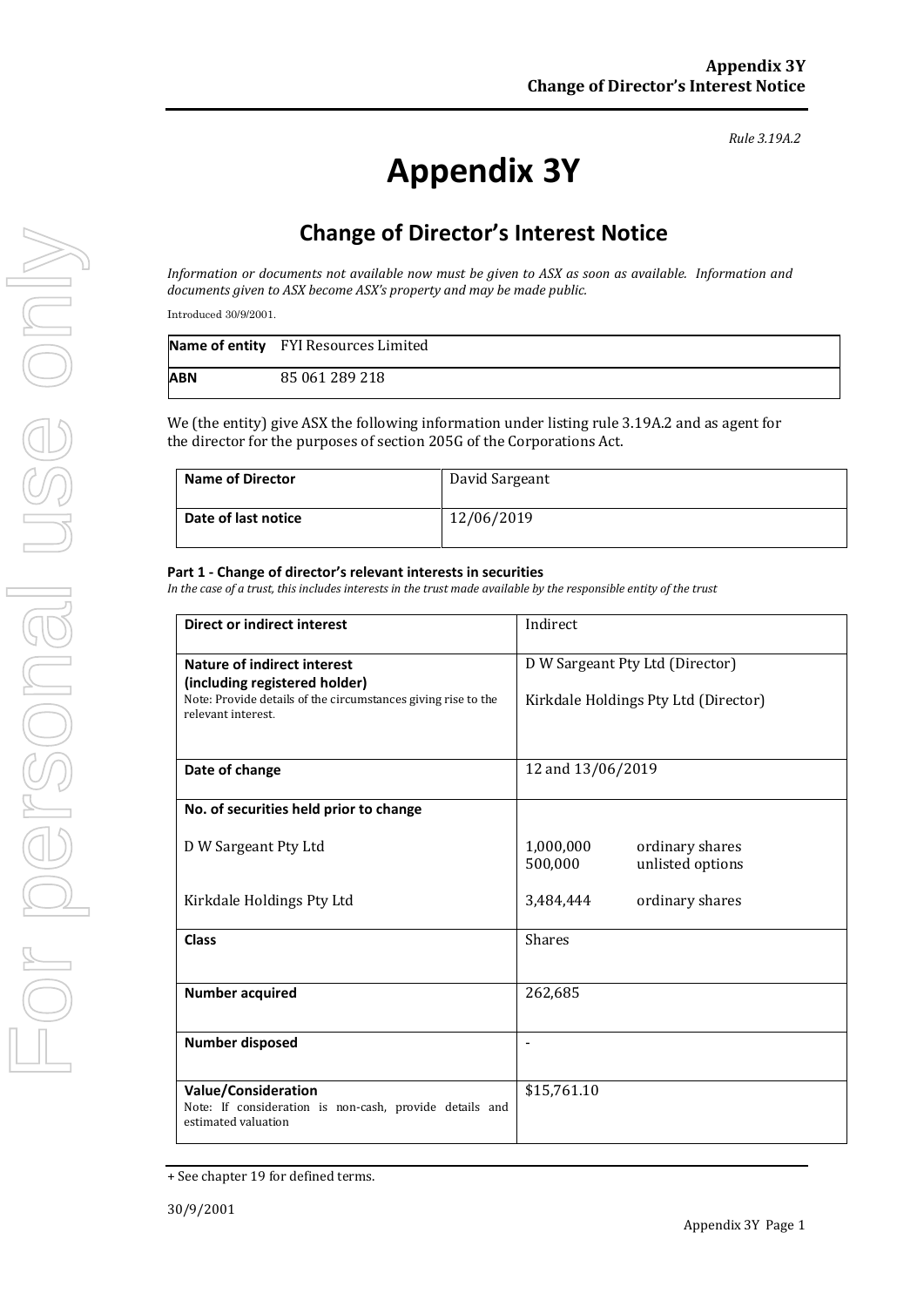*Rule 3.19A.2*

# Appendix 3Y

## Change of Director's Interest Notice

*Information or documents not available now must be given to ASX as soon as available. Information and documents given to ASX become ASX's property and may be made public.*

Introduced 30/9/2001.

| **Name of entity** | FYI Resources Limited |
|---|---|
| **ABN** | 85 061 289 218 |

We (the entity) give ASX the following information under listing rule 3.19A.2 and as agent for the director for the purposes of section 205G of the Corporations Act.

| **Name of Director** | David Sargeant |
|---|---|
| **Date of last notice** | 12/06/2019 |

#### Part 1 - Change of director's relevant interests in securities

*In the case of a trust, this includes interests in the trust made available by the responsible entity of the trust*

| | |
|---|---|
| **Direct or indirect interest** | Indirect |
| **Nature of indirect interest (including registered holder)**<br>Note: Provide details of the circumstances giving rise to the relevant interest. | D W Sargeant Pty Ltd (Director)<br>Kirkdale Holdings Pty Ltd (Director) |
| **Date of change** | 12 and 13/06/2019 |
| **No. of securities held prior to change**<br><br>D W Sargeant Pty Ltd<br><br>Kirkdale Holdings Pty Ltd | <br><br>1,000,000 ordinary shares<br>500,000 unlisted options<br><br>3,484,444 ordinary shares |
| **Class** | Shares |
| **Number acquired** | 262,685 |
| **Number disposed** | - |
| **Value/Consideration**<br>Note: If consideration is non-cash, provide details and estimated valuation | $15,761.10 |

+ See chapter 19 for defined terms.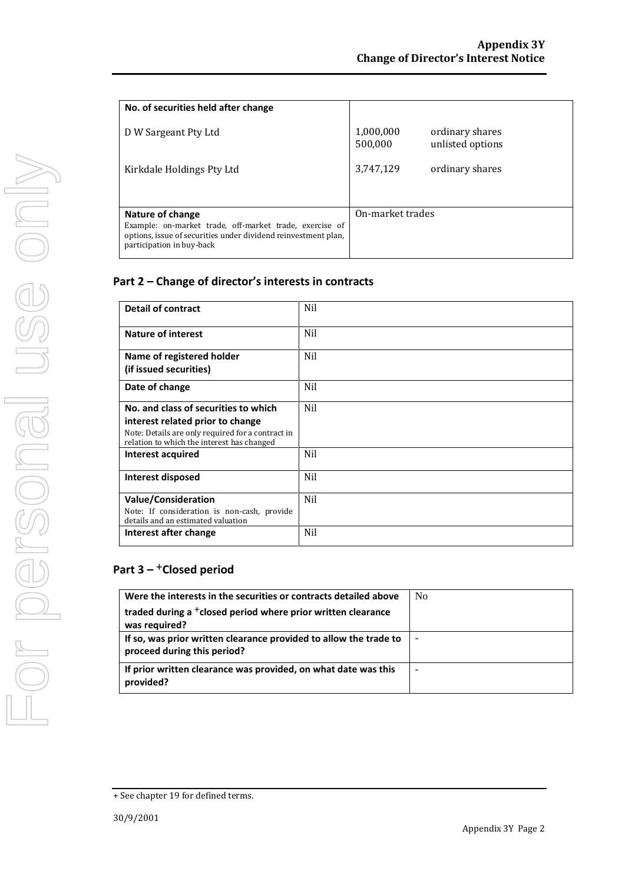| | | |
|---|---|---|
| **No. of securities held after change** | | |
| D W Sargeant Pty Ltd | 1,000,000<br>500,000 | ordinary shares<br>unlisted options |
| Kirkdale Holdings Pty Ltd | 3,747,129 | ordinary shares |
| **Nature of change**<br>Example: on-market trade, off-market trade, exercise of options, issue of securities under dividend reinvestment plan, participation in buy-back | On-market trades | |

## Part 2 – Change of director's interests in contracts

| | |
|---|---|
| **Detail of contract** | Nil |
| **Nature of interest** | Nil |
| **Name of registered holder (if issued securities)** | Nil |
| **Date of change** | Nil |
| **No. and class of securities to which interest related prior to change**<br>Note: Details are only required for a contract in relation to which the interest has changed | Nil |
| **Interest acquired** | Nil |
| **Interest disposed** | Nil |
| **Value/Consideration**<br>Note: If consideration is non-cash, provide details and an estimated valuation | Nil |
| **Interest after change** | Nil |

## Part 3 – +Closed period

| | |
|---|---|
| **Were the interests in the securities or contracts detailed above traded during a +closed period where prior written clearance was required?** | No |
| **If so, was prior written clearance provided to allow the trade to proceed during this period?** | - |
| **If prior written clearance was provided, on what date was this provided?** | - |

+ See chapter 19 for defined terms.